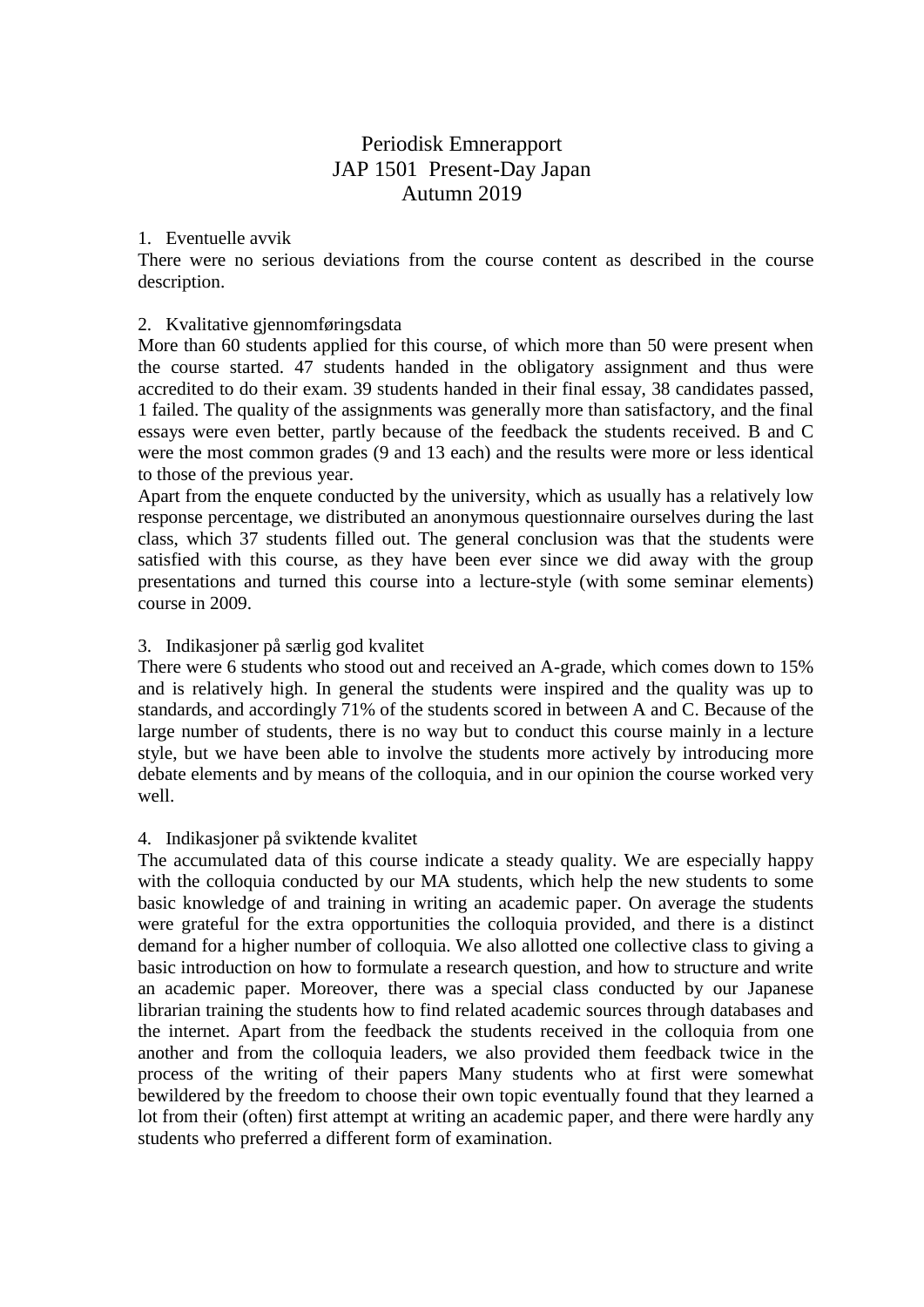# Periodisk Emnerapport
# JAP 1501 Present-Day Japan
# Autumn 2019

## 1. Eventuelle avvik

There were no serious deviations from the course content as described in the course description.

## 2. Kvalitative gjennomføringsdata

More than 60 students applied for this course, of which more than 50 were present when the course started. 47 students handed in the obligatory assignment and thus were accredited to do their exam. 39 students handed in their final essay, 38 candidates passed, 1 failed. The quality of the assignments was generally more than satisfactory, and the final essays were even better, partly because of the feedback the students received. B and C were the most common grades (9 and 13 each) and the results were more or less identical to those of the previous year.

Apart from the enquete conducted by the university, which as usually has a relatively low response percentage, we distributed an anonymous questionnaire ourselves during the last class, which 37 students filled out. The general conclusion was that the students were satisfied with this course, as they have been ever since we did away with the group presentations and turned this course into a lecture-style (with some seminar elements) course in 2009.

## 3. Indikasjoner på særlig god kvalitet

There were 6 students who stood out and received an A-grade, which comes down to 15% and is relatively high. In general the students were inspired and the quality was up to standards, and accordingly 71% of the students scored in between A and C. Because of the large number of students, there is no way but to conduct this course mainly in a lecture style, but we have been able to involve the students more actively by introducing more debate elements and by means of the colloquia, and in our opinion the course worked very well.

## 4. Indikasjoner på sviktende kvalitet

The accumulated data of this course indicate a steady quality. We are especially happy with the colloquia conducted by our MA students, which help the new students to some basic knowledge of and training in writing an academic paper. On average the students were grateful for the extra opportunities the colloquia provided, and there is a distinct demand for a higher number of colloquia. We also allotted one collective class to giving a basic introduction on how to formulate a research question, and how to structure and write an academic paper. Moreover, there was a special class conducted by our Japanese librarian training the students how to find related academic sources through databases and the internet. Apart from the feedback the students received in the colloquia from one another and from the colloquia leaders, we also provided them feedback twice in the process of the writing of their papers Many students who at first were somewhat bewildered by the freedom to choose their own topic eventually found that they learned a lot from their (often) first attempt at writing an academic paper, and there were hardly any students who preferred a different form of examination.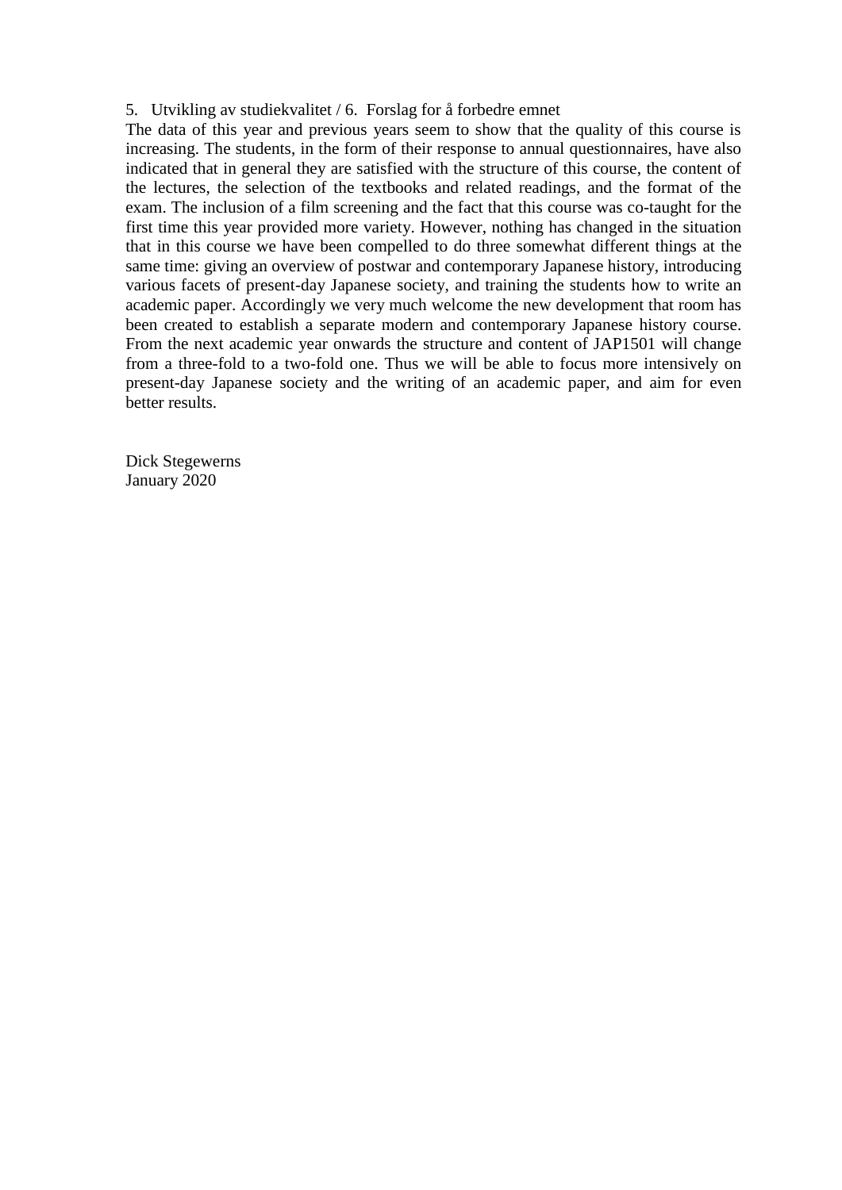5. Utvikling av studiekvalitet / 6. Forslag for å forbedre emnet

The data of this year and previous years seem to show that the quality of this course is increasing. The students, in the form of their response to annual questionnaires, have also indicated that in general they are satisfied with the structure of this course, the content of the lectures, the selection of the textbooks and related readings, and the format of the exam. The inclusion of a film screening and the fact that this course was co-taught for the first time this year provided more variety. However, nothing has changed in the situation that in this course we have been compelled to do three somewhat different things at the same time: giving an overview of postwar and contemporary Japanese history, introducing various facets of present-day Japanese society, and training the students how to write an academic paper. Accordingly we very much welcome the new development that room has been created to establish a separate modern and contemporary Japanese history course. From the next academic year onwards the structure and content of JAP1501 will change from a three-fold to a two-fold one. Thus we will be able to focus more intensively on present-day Japanese society and the writing of an academic paper, and aim for even better results.

Dick Stegewerns
January 2020